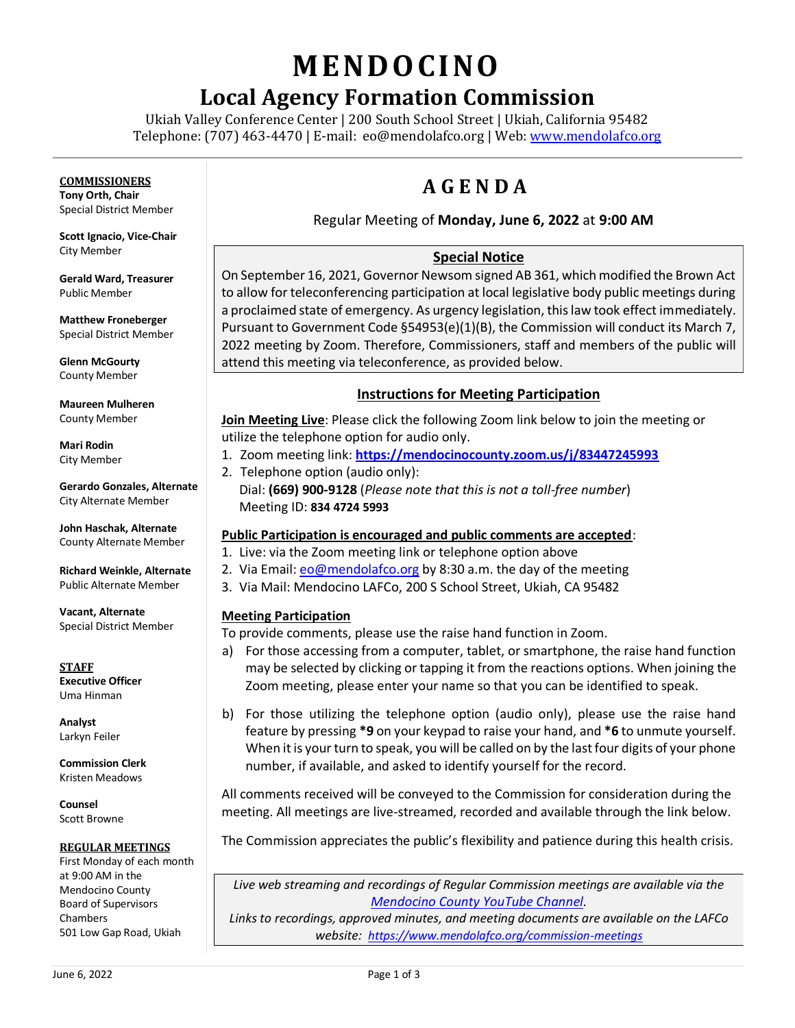# MENDOCINO

## Local Agency Formation Commission

Ukiah Valley Conference Center | 200 South School Street | Ukiah, California 95482
Telephone: (707) 463-4470 | E-mail: eo@mendolafco.org | Web: [www.mendolafco.org](http://www.mendolafco.org)

---

**COMMISSIONERS**

**Tony Orth, Chair**
Special District Member

**Scott Ignacio, Vice-Chair**
City Member

**Gerald Ward, Treasurer**
Public Member

**Matthew Froneberger**
Special District Member

**Glenn McGourty**
County Member

**Maureen Mulheren**
County Member

**Mari Rodin**
City Member

**Gerardo Gonzales, Alternate**
City Alternate Member

**John Haschak, Alternate**
County Alternate Member

**Richard Weinkle, Alternate**
Public Alternate Member

**Vacant, Alternate**
Special District Member

**STAFF**

**Executive Officer**
Uma Hinman

**Analyst**
Larkyn Feiler

**Commission Clerk**
Kristen Meadows

**Counsel**
Scott Browne

**REGULAR MEETINGS**

First Monday of each month at 9:00 AM in the Mendocino County Board of Supervisors Chambers
501 Low Gap Road, Ukiah

# AGENDA

Regular Meeting of **Monday, June 6, 2022** at **9:00 AM**

### Special Notice

On September 16, 2021, Governor Newsom signed AB 361, which modified the Brown Act to allow for teleconferencing participation at local legislative body public meetings during a proclaimed state of emergency. As urgency legislation, this law took effect immediately. Pursuant to Government Code §54953(e)(1)(B), the Commission will conduct its March 7, 2022 meeting by Zoom. Therefore, Commissioners, staff and members of the public will attend this meeting via teleconference, as provided below.

### Instructions for Meeting Participation

**Join Meeting Live**: Please click the following Zoom link below to join the meeting or utilize the telephone option for audio only.

1. Zoom meeting link: **[https://mendocinocounty.zoom.us/j/83447245993](https://mendocinocounty.zoom.us/j/83447245993)**
2. Telephone option (audio only):
   Dial: **(669) 900-9128** (*Please note that this is not a toll-free number*)
   Meeting ID: **834 4724 5993**

**Public Participation is encouraged and public comments are accepted**:

1. Live: via the Zoom meeting link or telephone option above
2. Via Email: eo@mendolafco.org by 8:30 a.m. the day of the meeting
3. Via Mail: Mendocino LAFCo, 200 S School Street, Ukiah, CA 95482

**Meeting Participation**

To provide comments, please use the raise hand function in Zoom.

a) For those accessing from a computer, tablet, or smartphone, the raise hand function may be selected by clicking or tapping it from the reactions options. When joining the Zoom meeting, please enter your name so that you can be identified to speak.

b) For those utilizing the telephone option (audio only), please use the raise hand feature by pressing ***9** on your keypad to raise your hand, and ***6** to unmute yourself. When it is your turn to speak, you will be called on by the last four digits of your phone number, if available, and asked to identify yourself for the record.

All comments received will be conveyed to the Commission for consideration during the meeting. All meetings are live-streamed, recorded and available through the link below.

The Commission appreciates the public's flexibility and patience during this health crisis.

*Live web streaming and recordings of Regular Commission meetings are available via the [Mendocino County YouTube Channel](#).*
*Links to recordings, approved minutes, and meeting documents are available on the LAFCo website: [https://www.mendolafco.org/commission-meetings](https://www.mendolafco.org/commission-meetings)*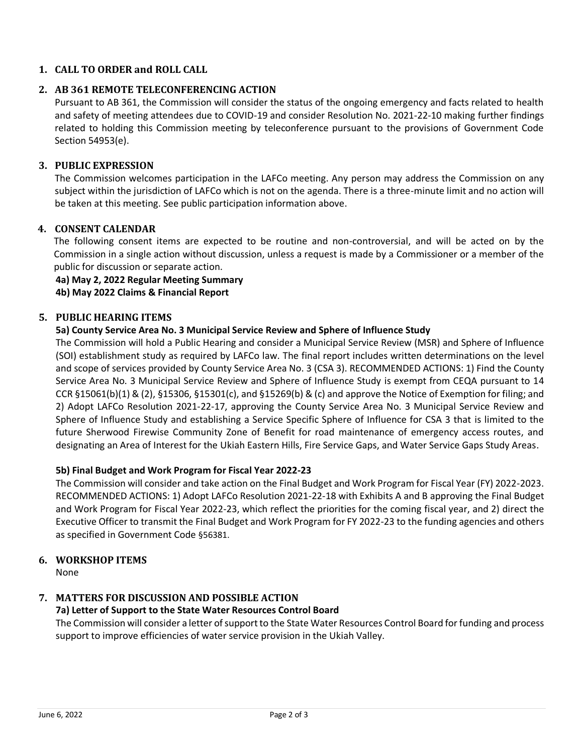## 1. CALL TO ORDER and ROLL CALL

## 2. AB 361 REMOTE TELECONFERENCING ACTION

Pursuant to AB 361, the Commission will consider the status of the ongoing emergency and facts related to health and safety of meeting attendees due to COVID-19 and consider Resolution No. 2021-22-10 making further findings related to holding this Commission meeting by teleconference pursuant to the provisions of Government Code Section 54953(e).

## 3. PUBLIC EXPRESSION

The Commission welcomes participation in the LAFCo meeting. Any person may address the Commission on any subject within the jurisdiction of LAFCo which is not on the agenda. There is a three-minute limit and no action will be taken at this meeting. See public participation information above.

## 4. CONSENT CALENDAR

The following consent items are expected to be routine and non-controversial, and will be acted on by the Commission in a single action without discussion, unless a request is made by a Commissioner or a member of the public for discussion or separate action.

**4a) May 2, 2022 Regular Meeting Summary**

**4b) May 2022 Claims & Financial Report**

## 5. PUBLIC HEARING ITEMS

**5a) County Service Area No. 3 Municipal Service Review and Sphere of Influence Study**

The Commission will hold a Public Hearing and consider a Municipal Service Review (MSR) and Sphere of Influence (SOI) establishment study as required by LAFCo law. The final report includes written determinations on the level and scope of services provided by County Service Area No. 3 (CSA 3). RECOMMENDED ACTIONS: 1) Find the County Service Area No. 3 Municipal Service Review and Sphere of Influence Study is exempt from CEQA pursuant to 14 CCR §15061(b)(1) & (2), §15306, §15301(c), and §15269(b) & (c) and approve the Notice of Exemption for filing; and 2) Adopt LAFCo Resolution 2021-22-17, approving the County Service Area No. 3 Municipal Service Review and Sphere of Influence Study and establishing a Service Specific Sphere of Influence for CSA 3 that is limited to the future Sherwood Firewise Community Zone of Benefit for road maintenance of emergency access routes, and designating an Area of Interest for the Ukiah Eastern Hills, Fire Service Gaps, and Water Service Gaps Study Areas.

**5b) Final Budget and Work Program for Fiscal Year 2022-23**

The Commission will consider and take action on the Final Budget and Work Program for Fiscal Year (FY) 2022-2023. RECOMMENDED ACTIONS: 1) Adopt LAFCo Resolution 2021-22-18 with Exhibits A and B approving the Final Budget and Work Program for Fiscal Year 2022-23, which reflect the priorities for the coming fiscal year, and 2) direct the Executive Officer to transmit the Final Budget and Work Program for FY 2022-23 to the funding agencies and others as specified in Government Code §56381.

## 6. WORKSHOP ITEMS

None

## 7. MATTERS FOR DISCUSSION AND POSSIBLE ACTION

**7a) Letter of Support to the State Water Resources Control Board**

The Commission will consider a letter of support to the State Water Resources Control Board for funding and process support to improve efficiencies of water service provision in the Ukiah Valley.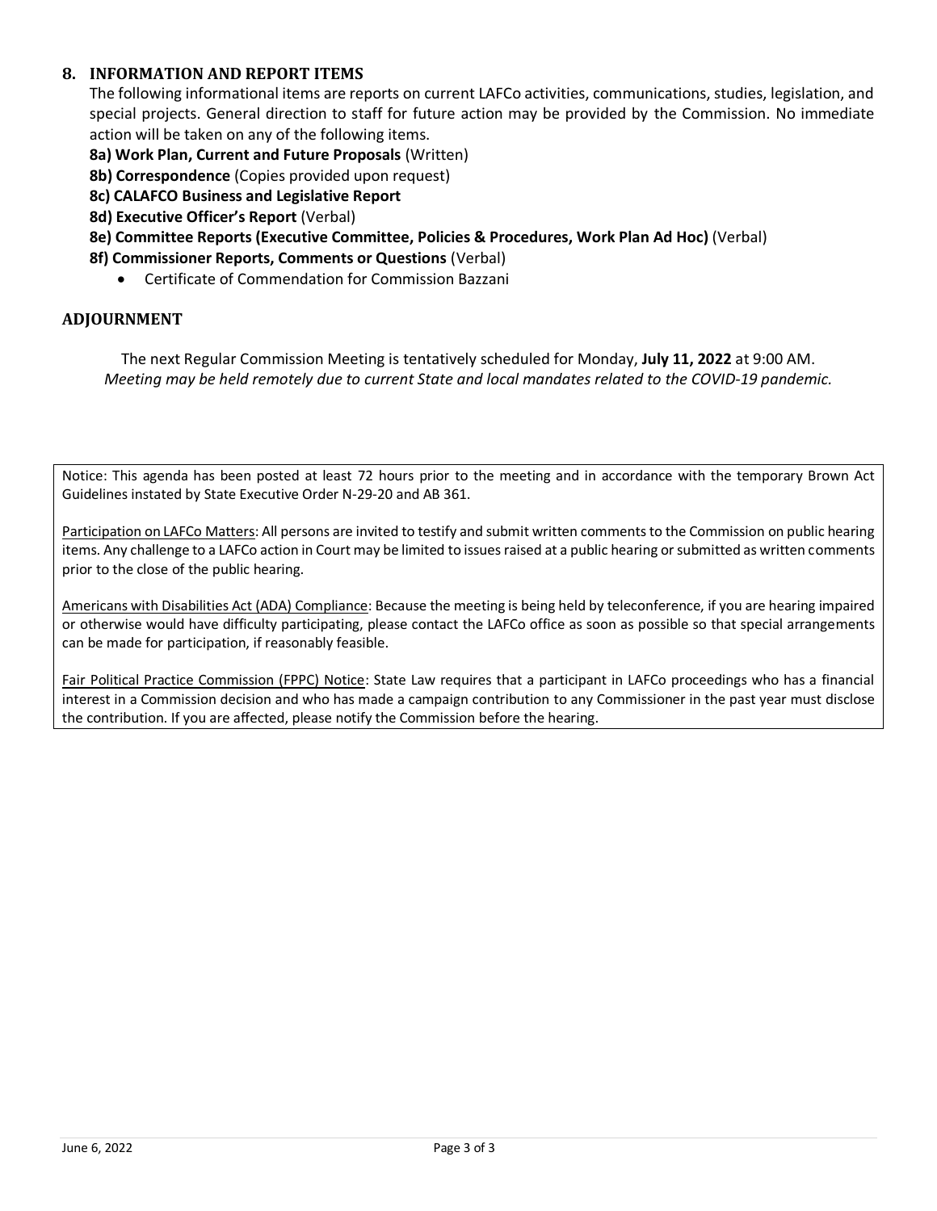## 8. INFORMATION AND REPORT ITEMS

The following informational items are reports on current LAFCo activities, communications, studies, legislation, and special projects. General direction to staff for future action may be provided by the Commission. No immediate action will be taken on any of the following items.

**8a) Work Plan, Current and Future Proposals** (Written)

**8b) Correspondence** (Copies provided upon request)

**8c) CALAFCO Business and Legislative Report**

**8d) Executive Officer's Report** (Verbal)

**8e) Committee Reports (Executive Committee, Policies & Procedures, Work Plan Ad Hoc)** (Verbal)

**8f) Commissioner Reports, Comments or Questions** (Verbal)

- Certificate of Commendation for Commission Bazzani

## ADJOURNMENT

The next Regular Commission Meeting is tentatively scheduled for Monday, **July 11, 2022** at 9:00 AM.
*Meeting may be held remotely due to current State and local mandates related to the COVID-19 pandemic.*

Notice: This agenda has been posted at least 72 hours prior to the meeting and in accordance with the temporary Brown Act Guidelines instated by State Executive Order N-29-20 and AB 361.

Participation on LAFCo Matters: All persons are invited to testify and submit written comments to the Commission on public hearing items. Any challenge to a LAFCo action in Court may be limited to issues raised at a public hearing or submitted as written comments prior to the close of the public hearing.

Americans with Disabilities Act (ADA) Compliance: Because the meeting is being held by teleconference, if you are hearing impaired or otherwise would have difficulty participating, please contact the LAFCo office as soon as possible so that special arrangements can be made for participation, if reasonably feasible.

Fair Political Practice Commission (FPPC) Notice: State Law requires that a participant in LAFCo proceedings who has a financial interest in a Commission decision and who has made a campaign contribution to any Commissioner in the past year must disclose the contribution. If you are affected, please notify the Commission before the hearing.